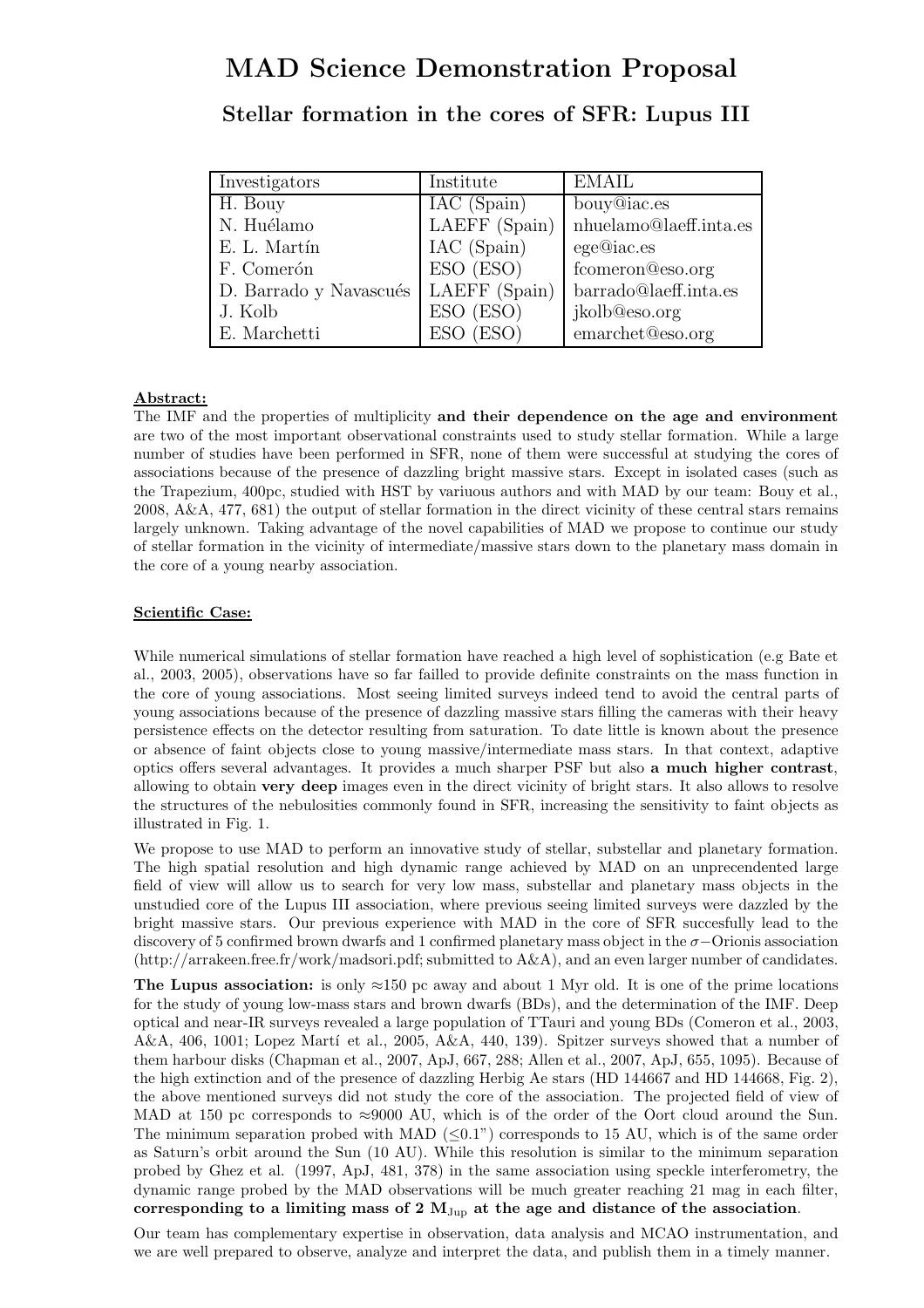# MAD Science Demonstration Proposal

## Stellar formation in the cores of SFR: Lupus III

| Investigators | Institute | EMAIL |
|---|---|---|
| H. Bouy | IAC (Spain) | bouy@iac.es |
| N. Huélamo | LAEFF (Spain) | nhuelamo@laeff.inta.es |
| E. L. Martín | IAC (Spain) | ege@iac.es |
| F. Comerón | ESO (ESO) | fcomeron@eso.org |
| D. Barrado y Navascués | LAEFF (Spain) | barrado@laeff.inta.es |
| J. Kolb | ESO (ESO) | jkolb@eso.org |
| E. Marchetti | ESO (ESO) | emarchet@eso.org |

**Abstract:**

The IMF and the properties of multiplicity **and their dependence on the age and environment** are two of the most important observational constraints used to study stellar formation. While a large number of studies have been performed in SFR, none of them were successful at studying the cores of associations because of the presence of dazzling bright massive stars. Except in isolated cases (such as the Trapezium, 400pc, studied with HST by variuous authors and with MAD by our team: Bouy et al., 2008, A&A, 477, 681) the output of stellar formation in the direct vicinity of these central stars remains largely unknown. Taking advantage of the novel capabilities of MAD we propose to continue our study of stellar formation in the vicinity of intermediate/massive stars down to the planetary mass domain in the core of a young nearby association.

**Scientific Case:**

While numerical simulations of stellar formation have reached a high level of sophistication (e.g Bate et al., 2003, 2005), observations have so far failled to provide definite constraints on the mass function in the core of young associations. Most seeing limited surveys indeed tend to avoid the central parts of young associations because of the presence of dazzling massive stars filling the cameras with their heavy persistence effects on the detector resulting from saturation. To date little is known about the presence or absence of faint objects close to young massive/intermediate mass stars. In that context, adaptive optics offers several advantages. It provides a much sharper PSF but also **a much higher contrast**, allowing to obtain **very deep** images even in the direct vicinity of bright stars. It also allows to resolve the structures of the nebulosities commonly found in SFR, increasing the sensitivity to faint objects as illustrated in Fig. 1.

We propose to use MAD to perform an innovative study of stellar, substellar and planetary formation. The high spatial resolution and high dynamic range achieved by MAD on an unprecendented large field of view will allow us to search for very low mass, substellar and planetary mass objects in the unstudied core of the Lupus III association, where previous seeing limited surveys were dazzled by the bright massive stars. Our previous experience with MAD in the core of SFR succesfully lead to the discovery of 5 confirmed brown dwarfs and 1 confirmed planetary mass object in the $\sigma-$Orionis association (http://arrakeen.free.fr/work/madsori.pdf; submitted to A&A), and an even larger number of candidates.

**The Lupus association:** is only ≈150 pc away and about 1 Myr old. It is one of the prime locations for the study of young low-mass stars and brown dwarfs (BDs), and the determination of the IMF. Deep optical and near-IR surveys revealed a large population of TTauri and young BDs (Comeron et al., 2003, A&A, 406, 1001; Lopez Martí et al., 2005, A&A, 440, 139). Spitzer surveys showed that a number of them harbour disks (Chapman et al., 2007, ApJ, 667, 288; Allen et al., 2007, ApJ, 655, 1095). Because of the high extinction and of the presence of dazzling Herbig Ae stars (HD 144667 and HD 144668, Fig. 2), the above mentioned surveys did not study the core of the association. The projected field of view of MAD at 150 pc corresponds to ≈9000 AU, which is of the order of the Oort cloud around the Sun. The minimum separation probed with MAD (≤0.1") corresponds to 15 AU, which is of the same order as Saturn's orbit around the Sun (10 AU). While this resolution is similar to the minimum separation probed by Ghez et al. (1997, ApJ, 481, 378) in the same association using speckle interferometry, the dynamic range probed by the MAD observations will be much greater reaching 21 mag in each filter, **corresponding to a limiting mass of 2 $M_{\rm Jup}$ at the age and distance of the association**.

Our team has complementary expertise in observation, data analysis and MCAO instrumentation, and we are well prepared to observe, analyze and interpret the data, and publish them in a timely manner.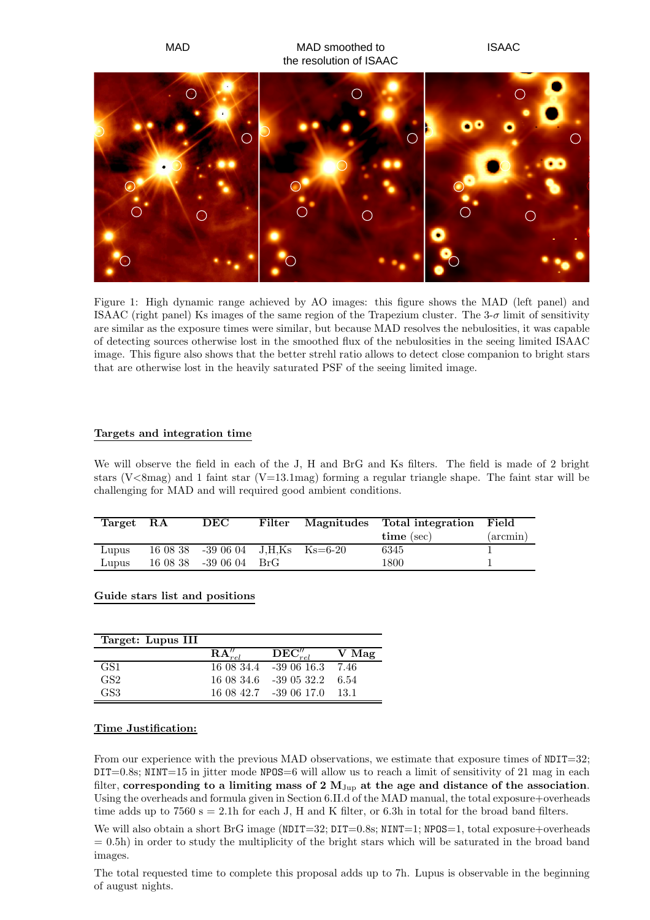MAD MAD smoothed to the resolution of ISAAC ISAAC

Figure 1: High dynamic range achieved by AO images: this figure shows the MAD (left panel) and ISAAC (right panel) Ks images of the same region of the Trapezium cluster. The 3-$\sigma$ limit of sensitivity are similar as the exposure times were similar, but because MAD resolves the nebulosities, it was capable of detecting sources otherwise lost in the smoothed flux of the nebulosities in the seeing limited ISAAC image. This figure also shows that the better strehl ratio allows to detect close companion to bright stars that are otherwise lost in the heavily saturated PSF of the seeing limited image.

**Targets and integration time**

We will observe the field in each of the J, H and BrG and Ks filters. The field is made of 2 bright stars (V<8mag) and 1 faint star (V=13.1mag) forming a regular triangle shape. The faint star will be challenging for MAD and will required good ambient conditions.

| Target | RA | DEC | Filter | Magnitudes | Total integration time (sec) | Field (arcmin) |
|---|---|---|---|---|---|---|
| Lupus | 16 08 38 | -39 06 04 | J,H,Ks | Ks=6-20 | 6345 | 1 |
| Lupus | 16 08 38 | -39 06 04 | BrG | | 1800 | 1 |

**Guide stars list and positions**

| Target: Lupus III | $\mathbf{RA}''_{rel}$ | $\mathbf{DEC}''_{rel}$ | V Mag |
|---|---|---|---|
| GS1 | 16 08 34.4 | -39 06 16.3 | 7.46 |
| GS2 | 16 08 34.6 | -39 05 32.2 | 6.54 |
| GS3 | 16 08 42.7 | -39 06 17.0 | 13.1 |

**Time Justification:**

From our experience with the previous MAD observations, we estimate that exposure times of NDIT=32; DIT=0.8s; NINT=15 in jitter mode NPOS=6 will allow us to reach a limit of sensitivity of 21 mag in each filter, **corresponding to a limiting mass of 2 $\mathbf{M_{Jup}}$ at the age and distance of the association**. Using the overheads and formula given in Section 6.II.d of the MAD manual, the total exposure+overheads time adds up to 7560 s = 2.1h for each J, H and K filter, or 6.3h in total for the broad band filters.

We will also obtain a short BrG image (NDIT=32; DIT=0.8s; NINT=1; NPOS=1, total exposure+overheads = 0.5h) in order to study the multiplicity of the bright stars which will be saturated in the broad band images.

The total requested time to complete this proposal adds up to 7h. Lupus is observable in the beginning of august nights.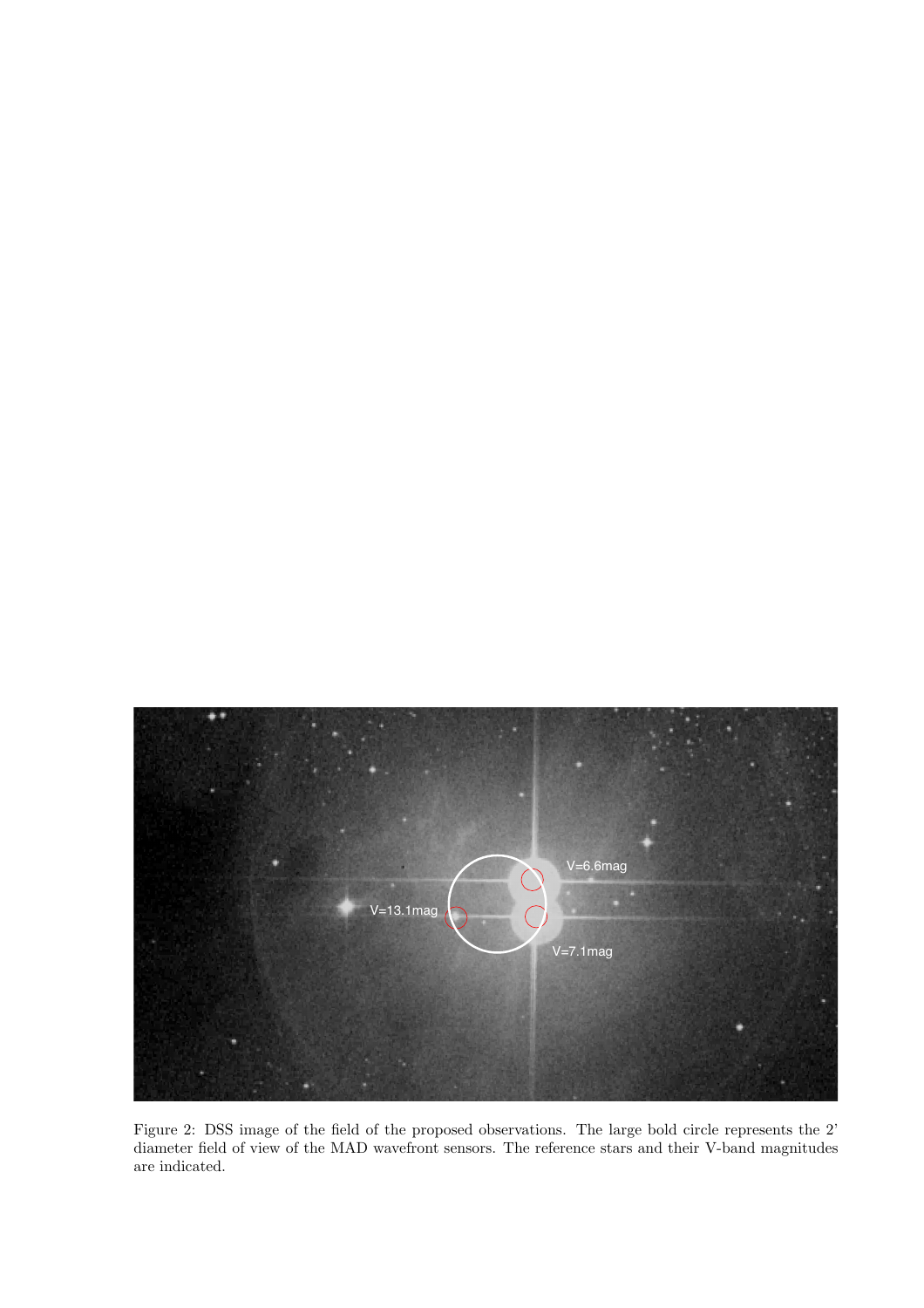V=6.6mag

V=13.1mag

V=7.1mag

Figure 2: DSS image of the field of the proposed observations. The large bold circle represents the 2' diameter field of view of the MAD wavefront sensors. The reference stars and their V-band magnitudes are indicated.